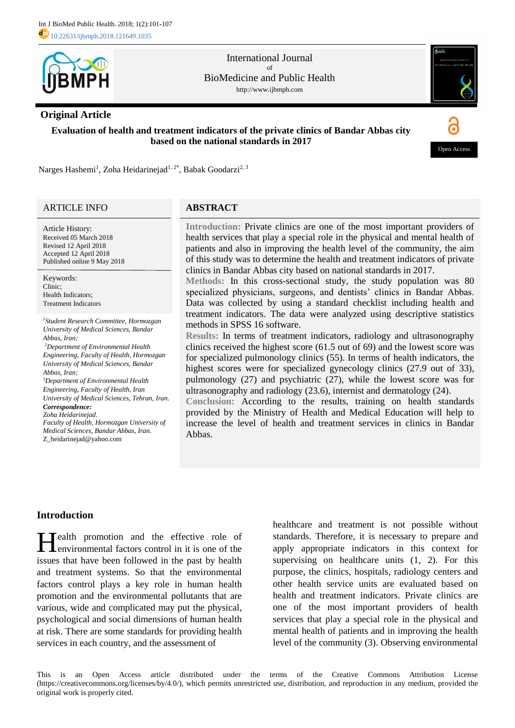Int J BioMed Public Health. 2018; 1(2):101-107
10.22631/ijbmph.2018.121649.1035

International Journal of BioMedicine and Public Health
http://www.ijbmph.com

**Original Article**

Open Access

# Evaluation of health and treatment indicators of the private clinics of Bandar Abbas city based on the national standards in 2017

Narges Hashemi[1], Zoha Heidarinejad[1, 2*], Babak Goodarzi[2, 3]

## ARTICLE INFO

Article History:
Received 05 March 2018
Revised 12 April 2018
Accepted 12 April 2018
Published online 9 May 2018

Keywords:
Clinic;
Health Indicators;
Treatment Indicators

*[1]Student Research Committee, Hormozgan University of Medical Sciences, Bandar Abbas, Iran;*
*[2]Department of Environmental Health Engineering, Faculty of Health, Hormozgan University of Medical Sciences, Bandar Abbas, Iran;*
*[3]Department of Environmental Health Engineering, Faculty of Health, Iran University of Medical Sciences, Tehran, Iran.*
***Correspondence:***
*Zoha Heidarinejad.*
*Faculty of Health, Hormozgan University of Medical Sciences, Bandar Abbas, Iran.*
Z_heidarinejad@yahoo.com

## ABSTRACT

**Introduction:** Private clinics are one of the most important providers of health services that play a special role in the physical and mental health of patients and also in improving the health level of the community, the aim of this study was to determine the health and treatment indicators of private clinics in Bandar Abbas city based on national standards in 2017.

**Methods:** In this cross-sectional study, the study population was 80 specialized physicians, surgeons, and dentists' clinics in Bandar Abbas. Data was collected by using a standard checklist including health and treatment indicators. The data were analyzed using descriptive statistics methods in SPSS 16 software.

**Results:** In terms of treatment indicators, radiology and ultrasonography clinics received the highest score (61.5 out of 69) and the lowest score was for specialized pulmonology clinics (55). In terms of health indicators, the highest scores were for specialized gynecology clinics (27.9 out of 33), pulmonology (27) and psychiatric (27), while the lowest score was for ultrasonography and radiology (23.6), internist and dermatology (24).

**Conclusion:** According to the results, training on health standards provided by the Ministry of Health and Medical Education will help to increase the level of health and treatment services in clinics in Bandar Abbas.

## Introduction

Health promotion and the effective role of environmental factors control in it is one of the issues that have been followed in the past by health and treatment systems. So that the environmental factors control plays a key role in human health promotion and the environmental pollutants that are various, wide and complicated may put the physical, psychological and social dimensions of human health at risk. There are some standards for providing health services in each country, and the assessment of healthcare and treatment is not possible without standards. Therefore, it is necessary to prepare and apply appropriate indicators in this context for supervising on healthcare units (1, 2). For this purpose, the clinics, hospitals, radiology centers and other health service units are evaluated based on health and treatment indicators. Private clinics are one of the most important providers of health services that play a special role in the physical and mental health of patients and in improving the health level of the community (3). Observing environmental

This is an Open Access article distributed under the terms of the Creative Commons Attribution License (https://creativecommons.org/licenses/by/4.0/), which permits unrestricted use, distribution, and reproduction in any medium, provided the original work is properly cited.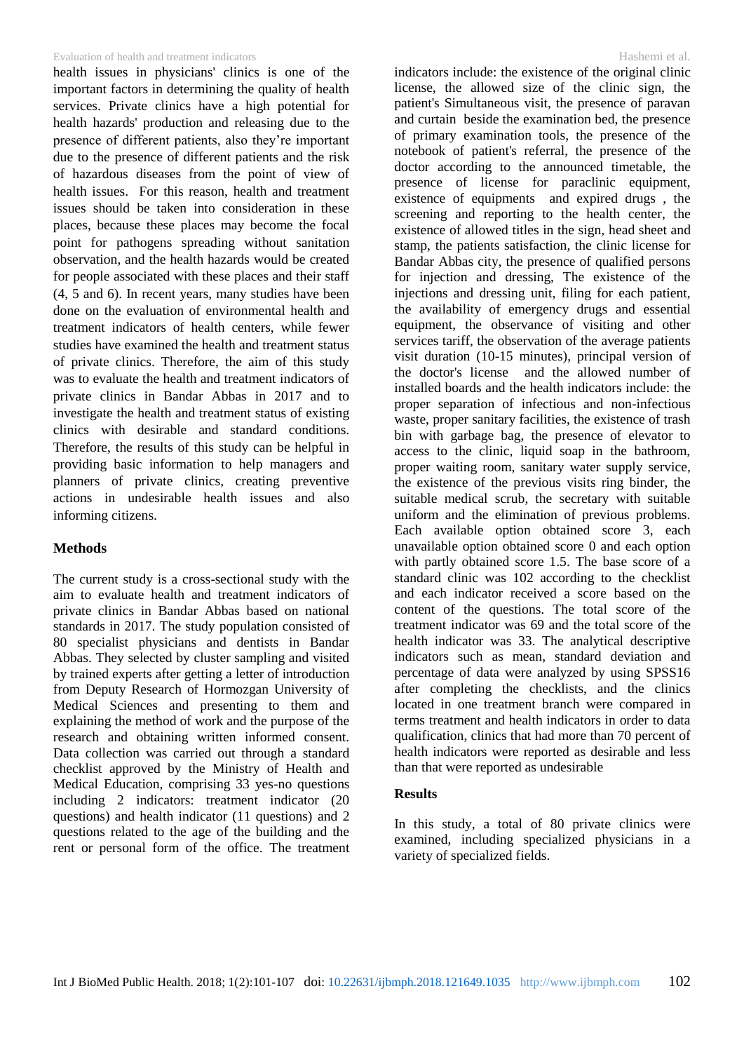health issues in physicians' clinics is one of the important factors in determining the quality of health services. Private clinics have a high potential for health hazards' production and releasing due to the presence of different patients, also they're important due to the presence of different patients and the risk of hazardous diseases from the point of view of health issues. For this reason, health and treatment issues should be taken into consideration in these places, because these places may become the focal point for pathogens spreading without sanitation observation, and the health hazards would be created for people associated with these places and their staff (4, 5 and 6). In recent years, many studies have been done on the evaluation of environmental health and treatment indicators of health centers, while fewer studies have examined the health and treatment status of private clinics. Therefore, the aim of this study was to evaluate the health and treatment indicators of private clinics in Bandar Abbas in 2017 and to investigate the health and treatment status of existing clinics with desirable and standard conditions. Therefore, the results of this study can be helpful in providing basic information to help managers and planners of private clinics, creating preventive actions in undesirable health issues and also informing citizens.

## Methods

The current study is a cross-sectional study with the aim to evaluate health and treatment indicators of private clinics in Bandar Abbas based on national standards in 2017. The study population consisted of 80 specialist physicians and dentists in Bandar Abbas. They selected by cluster sampling and visited by trained experts after getting a letter of introduction from Deputy Research of Hormozgan University of Medical Sciences and presenting to them and explaining the method of work and the purpose of the research and obtaining written informed consent. Data collection was carried out through a standard checklist approved by the Ministry of Health and Medical Education, comprising 33 yes-no questions including 2 indicators: treatment indicator (20 questions) and health indicator (11 questions) and 2 questions related to the age of the building and the rent or personal form of the office. The treatment indicators include: the existence of the original clinic license, the allowed size of the clinic sign, the patient's Simultaneous visit, the presence of paravan and curtain beside the examination bed, the presence of primary examination tools, the presence of the notebook of patient's referral, the presence of the doctor according to the announced timetable, the presence of license for paraclinic equipment, existence of equipments and expired drugs , the screening and reporting to the health center, the existence of allowed titles in the sign, head sheet and stamp, the patients satisfaction, the clinic license for Bandar Abbas city, the presence of qualified persons for injection and dressing, The existence of the injections and dressing unit, filing for each patient, the availability of emergency drugs and essential equipment, the observance of visiting and other services tariff, the observation of the average patients visit duration (10-15 minutes), principal version of the doctor's license and the allowed number of installed boards and the health indicators include: the proper separation of infectious and non-infectious waste, proper sanitary facilities, the existence of trash bin with garbage bag, the presence of elevator to access to the clinic, liquid soap in the bathroom, proper waiting room, sanitary water supply service, the existence of the previous visits ring binder, the suitable medical scrub, the secretary with suitable uniform and the elimination of previous problems. Each available option obtained score 3, each unavailable option obtained score 0 and each option with partly obtained score 1.5. The base score of a standard clinic was 102 according to the checklist and each indicator received a score based on the content of the questions. The total score of the treatment indicator was 69 and the total score of the health indicator was 33. The analytical descriptive indicators such as mean, standard deviation and percentage of data were analyzed by using SPSS16 after completing the checklists, and the clinics located in one treatment branch were compared in terms treatment and health indicators in order to data qualification, clinics that had more than 70 percent of health indicators were reported as desirable and less than that were reported as undesirable

## Results

In this study, a total of 80 private clinics were examined, including specialized physicians in a variety of specialized fields.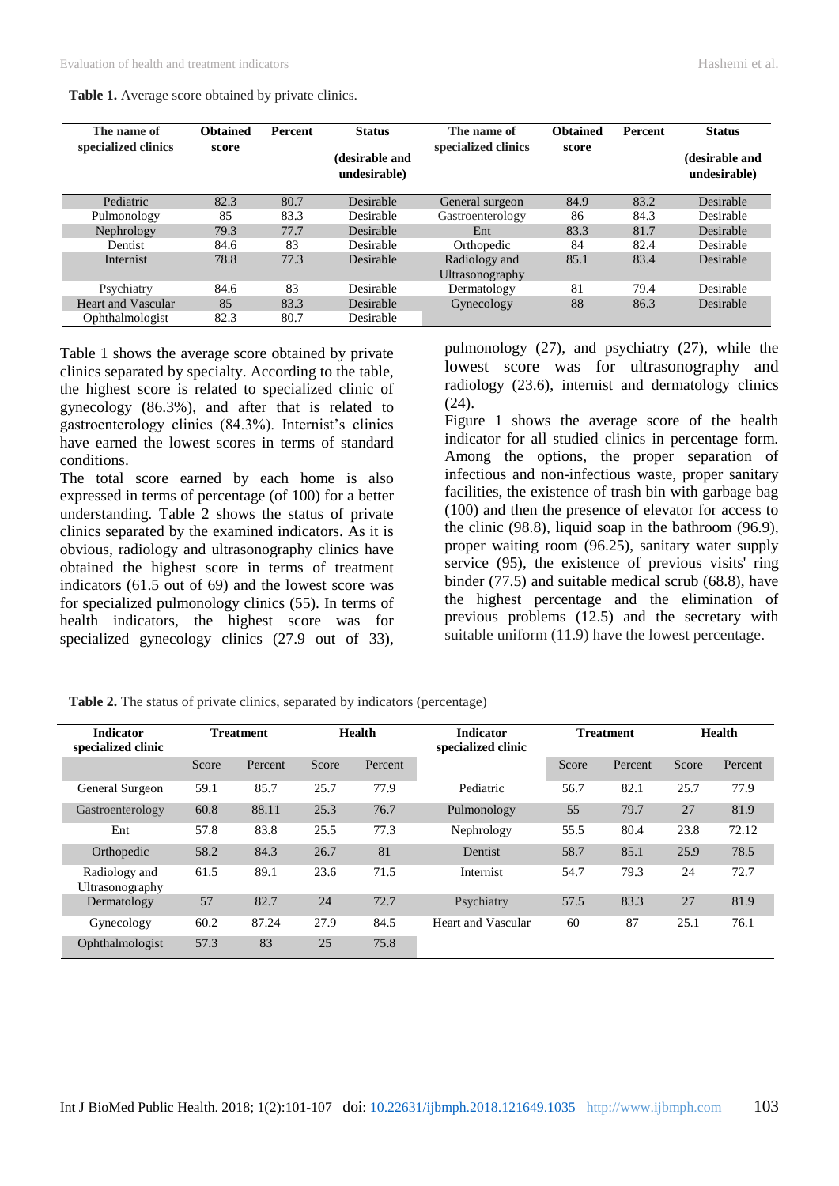**Table 1.** Average score obtained by private clinics.

| The name of specialized clinics | Obtained score | Percent | Status (desirable and undesirable) | The name of specialized clinics | Obtained score | Percent | Status (desirable and undesirable) |
|---|---|---|---|---|---|---|---|
| Pediatric | 82.3 | 80.7 | Desirable | General surgeon | 84.9 | 83.2 | Desirable |
| Pulmonology | 85 | 83.3 | Desirable | Gastroenterology | 86 | 84.3 | Desirable |
| Nephrology | 79.3 | 77.7 | Desirable | Ent | 83.3 | 81.7 | Desirable |
| Dentist | 84.6 | 83 | Desirable | Orthopedic | 84 | 82.4 | Desirable |
| Internist | 78.8 | 77.3 | Desirable | Radiology and Ultrasonography | 85.1 | 83.4 | Desirable |
| Psychiatry | 84.6 | 83 | Desirable | Dermatology | 81 | 79.4 | Desirable |
| Heart and Vascular | 85 | 83.3 | Desirable | Gynecology | 88 | 86.3 | Desirable |
| Ophthalmologist | 82.3 | 80.7 | Desirable | | | | |

Table 1 shows the average score obtained by private clinics separated by specialty. According to the table, the highest score is related to specialized clinic of gynecology (86.3%), and after that is related to gastroenterology clinics (84.3%). Internist's clinics have earned the lowest scores in terms of standard conditions.

The total score earned by each home is also expressed in terms of percentage (of 100) for a better understanding. Table 2 shows the status of private clinics separated by the examined indicators. As it is obvious, radiology and ultrasonography clinics have obtained the highest score in terms of treatment indicators (61.5 out of 69) and the lowest score was for specialized pulmonology clinics (55). In terms of health indicators, the highest score was for specialized gynecology clinics (27.9 out of 33), pulmonology (27), and psychiatry (27), while the lowest score was for ultrasonography and radiology (23.6), internist and dermatology clinics (24).

Figure 1 shows the average score of the health indicator for all studied clinics in percentage form. Among the options, the proper separation of infectious and non-infectious waste, proper sanitary facilities, the existence of trash bin with garbage bag (100) and then the presence of elevator for access to the clinic (98.8), liquid soap in the bathroom (96.9), proper waiting room (96.25), sanitary water supply service (95), the existence of previous visits' ring binder (77.5) and suitable medical scrub (68.8), have the highest percentage and the elimination of previous problems (12.5) and the secretary with suitable uniform (11.9) have the lowest percentage.

**Table 2.** The status of private clinics, separated by indicators (percentage)

| Indicator specialized clinic | Treatment | | Health | | Indicator specialized clinic | Treatment | | Health | |
|---|---|---|---|---|---|---|---|---|---|
| | Score | Percent | Score | Percent | | Score | Percent | Score | Percent |
| General Surgeon | 59.1 | 85.7 | 25.7 | 77.9 | Pediatric | 56.7 | 82.1 | 25.7 | 77.9 |
| Gastroenterology | 60.8 | 88.11 | 25.3 | 76.7 | Pulmonology | 55 | 79.7 | 27 | 81.9 |
| Ent | 57.8 | 83.8 | 25.5 | 77.3 | Nephrology | 55.5 | 80.4 | 23.8 | 72.12 |
| Orthopedic | 58.2 | 84.3 | 26.7 | 81 | Dentist | 58.7 | 85.1 | 25.9 | 78.5 |
| Radiology and Ultrasonography | 61.5 | 89.1 | 23.6 | 71.5 | Internist | 54.7 | 79.3 | 24 | 72.7 |
| Dermatology | 57 | 82.7 | 24 | 72.7 | Psychiatry | 57.5 | 83.3 | 27 | 81.9 |
| Gynecology | 60.2 | 87.24 | 27.9 | 84.5 | Heart and Vascular | 60 | 87 | 25.1 | 76.1 |
| Ophthalmologist | 57.3 | 83 | 25 | 75.8 | | | | | |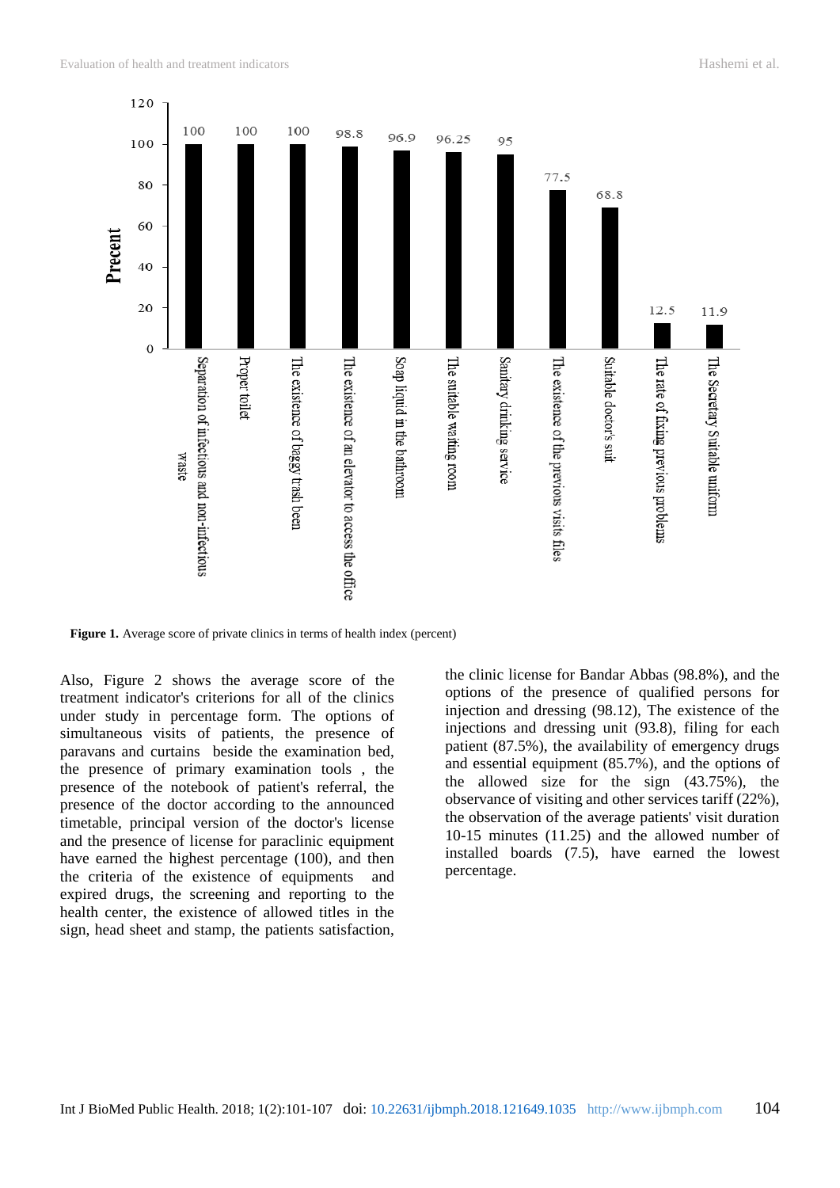Figure 1. Average score of private clinics in terms of health index (percent)

Also, Figure 2 shows the average score of the treatment indicator's criterions for all of the clinics under study in percentage form. The options of simultaneous visits of patients, the presence of paravans and curtains beside the examination bed, the presence of primary examination tools , the presence of the notebook of patient's referral, the presence of the doctor according to the announced timetable, principal version of the doctor's license and the presence of license for paraclinic equipment have earned the highest percentage (100), and then the criteria of the existence of equipments and expired drugs, the screening and reporting to the health center, the existence of allowed titles in the sign, head sheet and stamp, the patients satisfaction, the clinic license for Bandar Abbas (98.8%), and the options of the presence of qualified persons for injection and dressing (98.12), The existence of the injections and dressing unit (93.8), filing for each patient (87.5%), the availability of emergency drugs and essential equipment (85.7%), and the options of the allowed size for the sign (43.75%), the observance of visiting and other services tariff (22%), the observation of the average patients' visit duration 10-15 minutes (11.25) and the allowed number of installed boards (7.5), have earned the lowest percentage.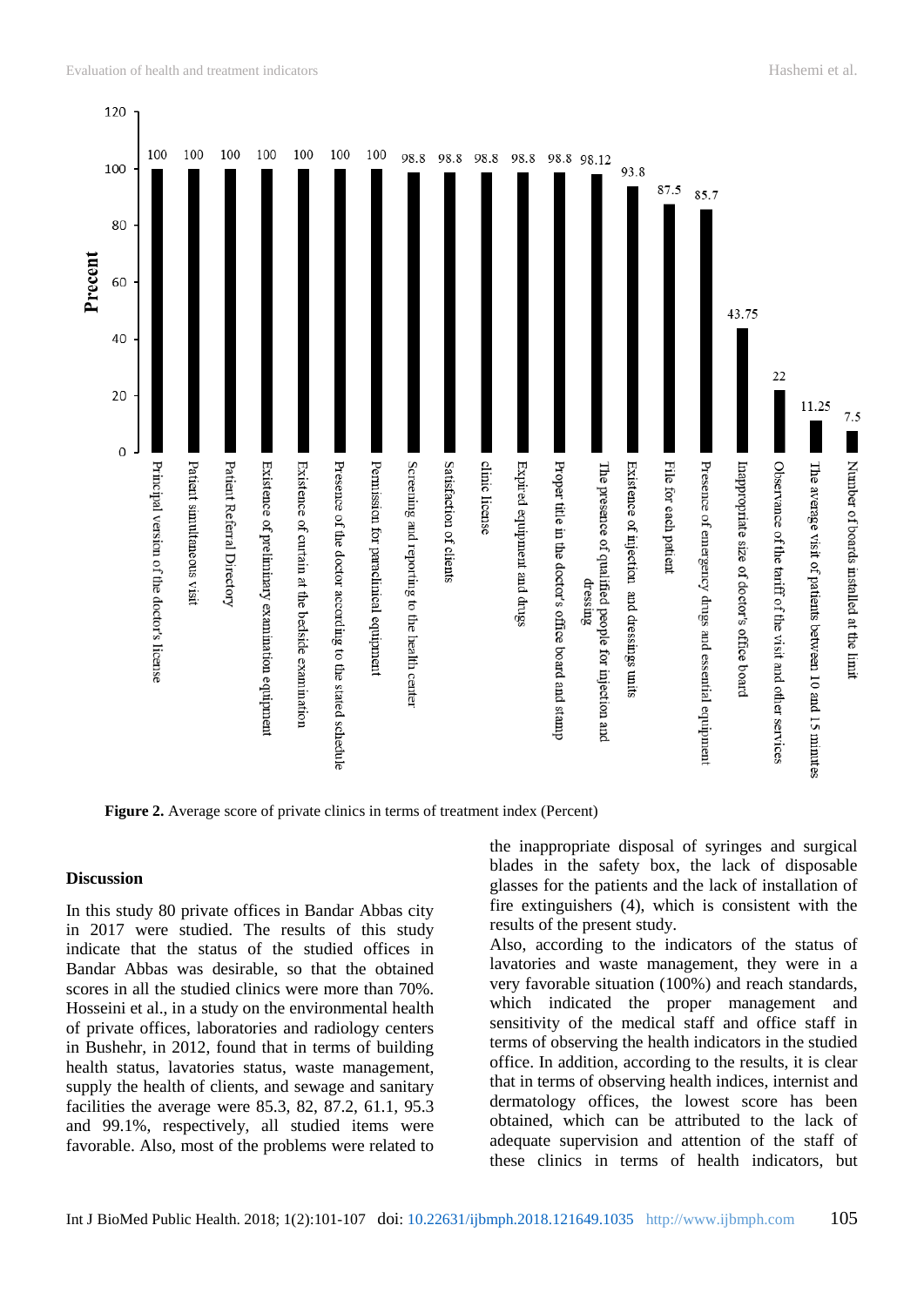| Indicator | Percent |
|---|---|
| Principal version of the doctor's license | 100 |
| Patient simultaneous visit | 100 |
| Patient Referral Directory | 100 |
| Existence of preliminary examination equipment | 100 |
| Existence of curtain at the bedside examination | 100 |
| Presence of the doctor according to the stated schedule | 100 |
| Permission for paraclinical equipment | 100 |
| Screening and reporting to the health center | 98.8 |
| Satisfaction of clients | 98.8 |
| clinic license | 98.8 |
| Expired equipment and drugs | 98.8 |
| Proper title in the doctor's office board and stamp | 98.8 |
| The presence of qualified people for injection and dressing | 98.12 |
| Existence of injection and dressings units | 93.8 |
| File for each patient | 87.5 |
| Presence of emergency drugs and essential equipment | 85.7 |
| Inappropriate size of doctor's office board | 43.75 |
| Observance of the tariff of the visit and other services | 22 |
| The average visit of patients between 10 and 15 minutes | 11.25 |
| Number of boards installed at the limit | 7.5 |

**Figure 2.** Average score of private clinics in terms of treatment index (Percent)

## Discussion

In this study 80 private offices in Bandar Abbas city in 2017 were studied. The results of this study indicate that the status of the studied offices in Bandar Abbas was desirable, so that the obtained scores in all the studied clinics were more than 70%. Hosseini et al., in a study on the environmental health of private offices, laboratories and radiology centers in Bushehr, in 2012, found that in terms of building health status, lavatories status, waste management, supply the health of clients, and sewage and sanitary facilities the average were 85.3, 82, 87.2, 61.1, 95.3 and 99.1%, respectively, all studied items were favorable. Also, most of the problems were related to the inappropriate disposal of syringes and surgical blades in the safety box, the lack of disposable glasses for the patients and the lack of installation of fire extinguishers (4), which is consistent with the results of the present study.

Also, according to the indicators of the status of lavatories and waste management, they were in a very favorable situation (100%) and reach standards, which indicated the proper management and sensitivity of the medical staff and office staff in terms of observing the health indicators in the studied office. In addition, according to the results, it is clear that in terms of observing health indices, internist and dermatology offices, the lowest score has been obtained, which can be attributed to the lack of adequate supervision and attention of the staff of these clinics in terms of health indicators, but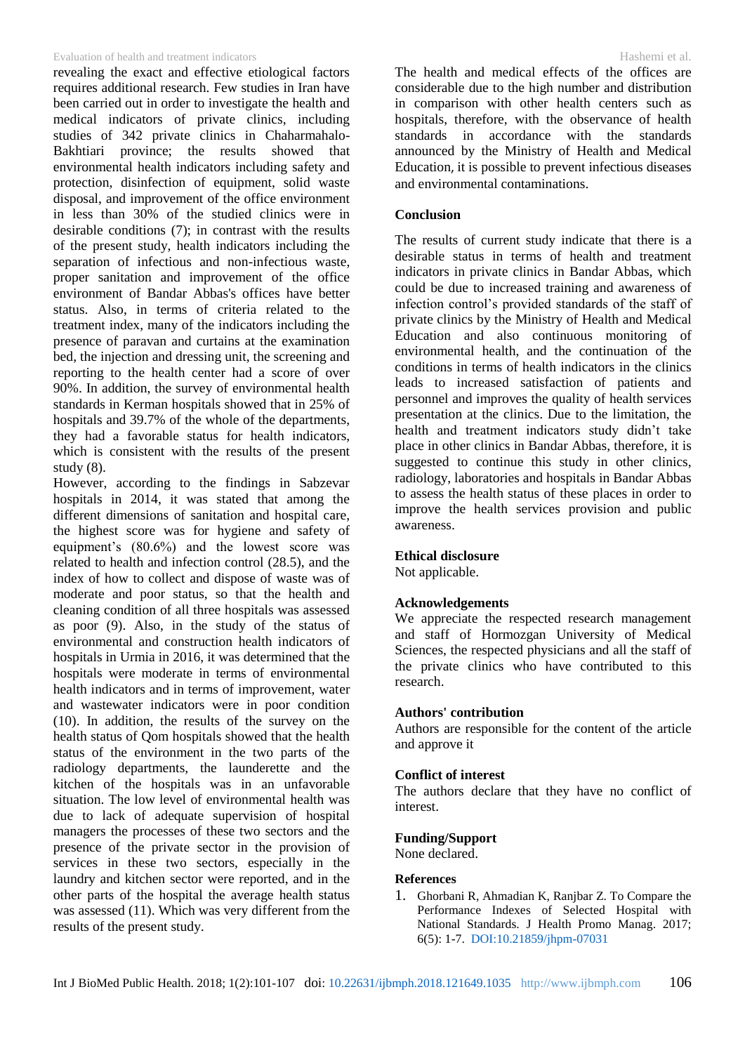revealing the exact and effective etiological factors requires additional research. Few studies in Iran have been carried out in order to investigate the health and medical indicators of private clinics, including studies of 342 private clinics in Chaharmahalo-Bakhtiari province; the results showed that environmental health indicators including safety and protection, disinfection of equipment, solid waste disposal, and improvement of the office environment in less than 30% of the studied clinics were in desirable conditions (7); in contrast with the results of the present study, health indicators including the separation of infectious and non-infectious waste, proper sanitation and improvement of the office environment of Bandar Abbas's offices have better status. Also, in terms of criteria related to the treatment index, many of the indicators including the presence of paravan and curtains at the examination bed, the injection and dressing unit, the screening and reporting to the health center had a score of over 90%. In addition, the survey of environmental health standards in Kerman hospitals showed that in 25% of hospitals and 39.7% of the whole of the departments, they had a favorable status for health indicators, which is consistent with the results of the present study (8).

However, according to the findings in Sabzevar hospitals in 2014, it was stated that among the different dimensions of sanitation and hospital care, the highest score was for hygiene and safety of equipment's (80.6%) and the lowest score was related to health and infection control (28.5), and the index of how to collect and dispose of waste was of moderate and poor status, so that the health and cleaning condition of all three hospitals was assessed as poor (9). Also, in the study of the status of environmental and construction health indicators of hospitals in Urmia in 2016, it was determined that the hospitals were moderate in terms of environmental health indicators and in terms of improvement, water and wastewater indicators were in poor condition (10). In addition, the results of the survey on the health status of Qom hospitals showed that the health status of the environment in the two parts of the radiology departments, the launderette and the kitchen of the hospitals was in an unfavorable situation. The low level of environmental health was due to lack of adequate supervision of hospital managers the processes of these two sectors and the presence of the private sector in the provision of services in these two sectors, especially in the laundry and kitchen sector were reported, and in the other parts of the hospital the average health status was assessed (11). Which was very different from the results of the present study.

The health and medical effects of the offices are considerable due to the high number and distribution in comparison with other health centers such as hospitals, therefore, with the observance of health standards in accordance with the standards announced by the Ministry of Health and Medical Education, it is possible to prevent infectious diseases and environmental contaminations.

## Conclusion

The results of current study indicate that there is a desirable status in terms of health and treatment indicators in private clinics in Bandar Abbas, which could be due to increased training and awareness of infection control's provided standards of the staff of private clinics by the Ministry of Health and Medical Education and also continuous monitoring of environmental health, and the continuation of the conditions in terms of health indicators in the clinics leads to increased satisfaction of patients and personnel and improves the quality of health services presentation at the clinics. Due to the limitation, the health and treatment indicators study didn't take place in other clinics in Bandar Abbas, therefore, it is suggested to continue this study in other clinics, radiology, laboratories and hospitals in Bandar Abbas to assess the health status of these places in order to improve the health services provision and public awareness.

## Ethical disclosure

Not applicable.

## Acknowledgements

We appreciate the respected research management and staff of Hormozgan University of Medical Sciences, the respected physicians and all the staff of the private clinics who have contributed to this research.

## Authors' contribution

Authors are responsible for the content of the article and approve it

## Conflict of interest

The authors declare that they have no conflict of interest.

## Funding/Support

None declared.

## References

1. Ghorbani R, Ahmadian K, Ranjbar Z. To Compare the Performance Indexes of Selected Hospital with National Standards. J Health Promo Manag. 2017; 6(5): 1-7. DOI:10.21859/jhpm-07031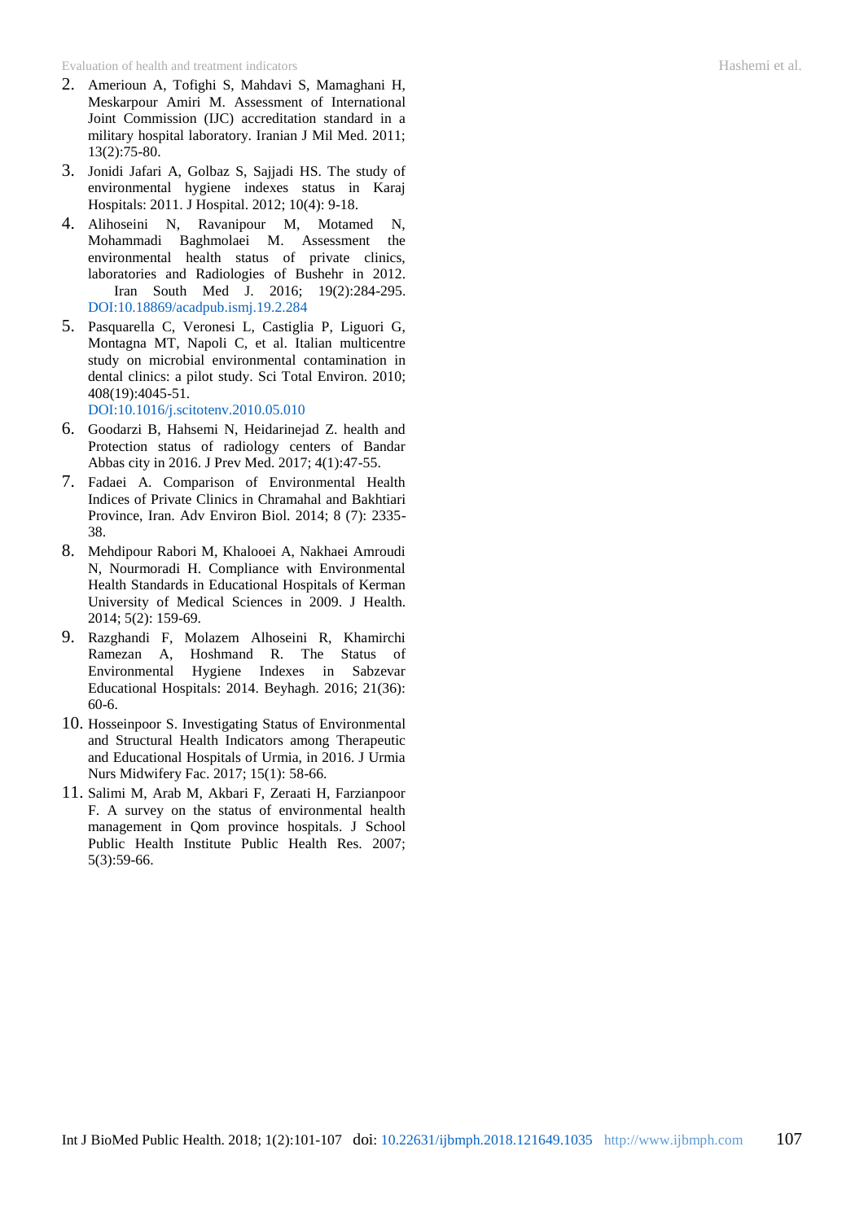2. Amerioun A, Tofighi S, Mahdavi S, Mamaghani H, Meskarpour Amiri M. Assessment of International Joint Commission (IJC) accreditation standard in a military hospital laboratory. Iranian J Mil Med. 2011; 13(2):75-80.
3. Jonidi Jafari A, Golbaz S, Sajjadi HS. The study of environmental hygiene indexes status in Karaj Hospitals: 2011. J Hospital. 2012; 10(4): 9-18.
4. Alihoseini N, Ravanipour M, Motamed N, Mohammadi Baghmolaei M. Assessment the environmental health status of private clinics, laboratories and Radiologies of Bushehr in 2012. Iran South Med J. 2016; 19(2):284-295. DOI:10.18869/acadpub.ismj.19.2.284
5. Pasquarella C, Veronesi L, Castiglia P, Liguori G, Montagna MT, Napoli C, et al. Italian multicentre study on microbial environmental contamination in dental clinics: a pilot study. Sci Total Environ. 2010; 408(19):4045-51. DOI:10.1016/j.scitotenv.2010.05.010
6. Goodarzi B, Hahsemi N, Heidarinejad Z. health and Protection status of radiology centers of Bandar Abbas city in 2016. J Prev Med. 2017; 4(1):47-55.
7. Fadaei A. Comparison of Environmental Health Indices of Private Clinics in Chramahal and Bakhtiari Province, Iran. Adv Environ Biol. 2014; 8 (7): 2335-38.
8. Mehdipour Rabori M, Khalooei A, Nakhaei Amroudi N, Nourmoradi H. Compliance with Environmental Health Standards in Educational Hospitals of Kerman University of Medical Sciences in 2009. J Health. 2014; 5(2): 159-69.
9. Razghandi F, Molazem Alhoseini R, Khamirchi Ramezan A, Hoshmand R. The Status of Environmental Hygiene Indexes in Sabzevar Educational Hospitals: 2014. Beyhagh. 2016; 21(36): 60-6.
10. Hosseinpoor S. Investigating Status of Environmental and Structural Health Indicators among Therapeutic and Educational Hospitals of Urmia, in 2016. J Urmia Nurs Midwifery Fac. 2017; 15(1): 58-66.
11. Salimi M, Arab M, Akbari F, Zeraati H, Farzianpoor F. A survey on the status of environmental health management in Qom province hospitals. J School Public Health Institute Public Health Res. 2007; 5(3):59-66.